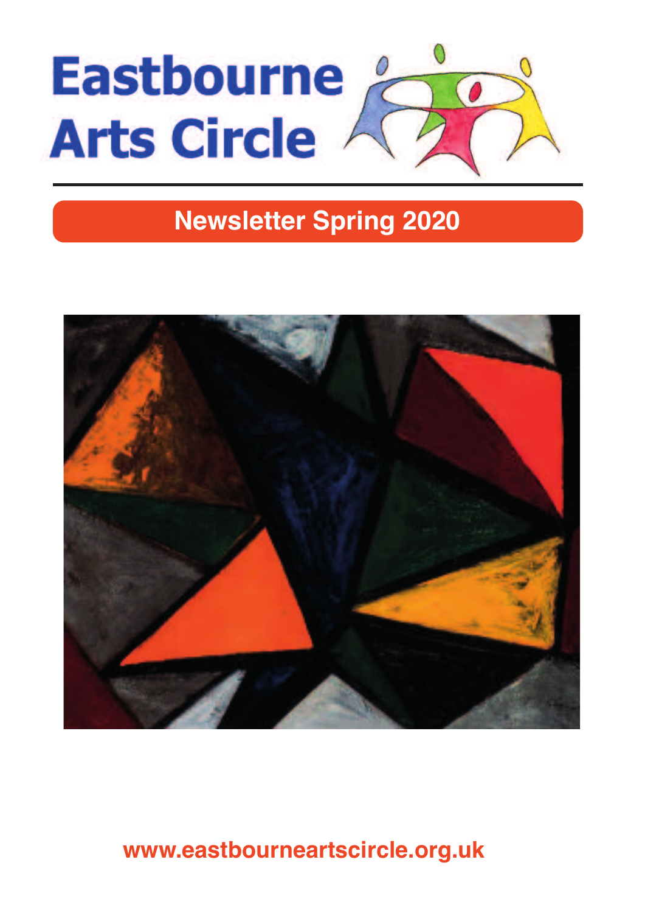# Eastbourne Arts Circle

## Newsletter Spring 2020

www.eastbourneartscircle.org.uk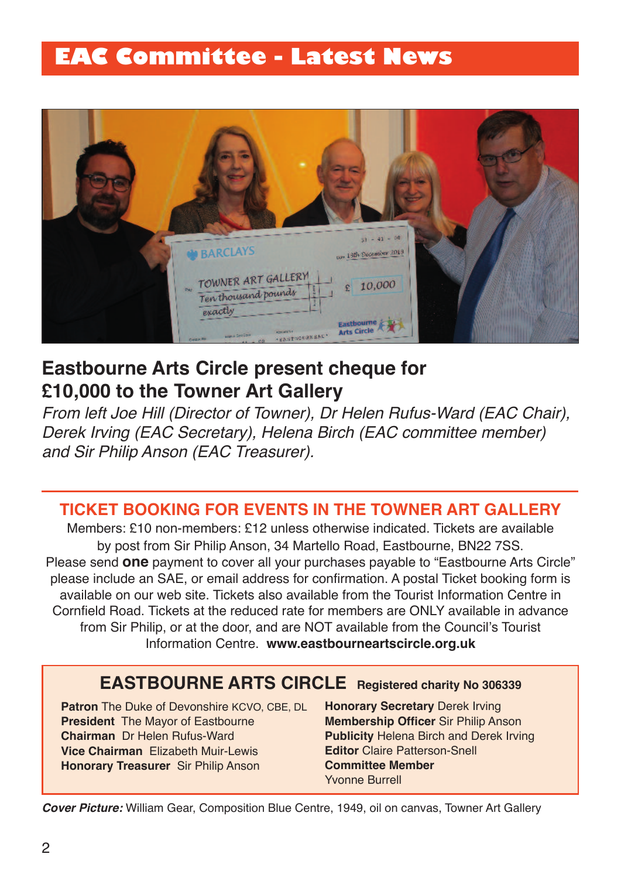# EAC Committee - Latest News

## Eastbourne Arts Circle present cheque for £10,000 to the Towner Art Gallery

*From left Joe Hill (Director of Towner), Dr Helen Rufus-Ward (EAC Chair), Derek Irving (EAC Secretary), Helena Birch (EAC committee member) and Sir Philip Anson (EAC Treasurer).*

---

## TICKET BOOKING FOR EVENTS IN THE TOWNER ART GALLERY

Members: £10 non-members: £12 unless otherwise indicated. Tickets are available by post from Sir Philip Anson, 34 Martello Road, Eastbourne, BN22 7SS. Please send **one** payment to cover all your purchases payable to "Eastbourne Arts Circle" please include an SAE, or email address for confirmation. A postal Ticket booking form is available on our web site. Tickets also available from the Tourist Information Centre in Cornfield Road. Tickets at the reduced rate for members are ONLY available in advance from Sir Philip, or at the door, and are NOT available from the Council's Tourist Information Centre. **www.eastbourneartscircle.org.uk**

## EASTBOURNE ARTS CIRCLE Registered charity No 306339

**Patron** The Duke of Devonshire KCVO, CBE, DL
**President** The Mayor of Eastbourne
**Chairman** Dr Helen Rufus-Ward
**Vice Chairman** Elizabeth Muir-Lewis
**Honorary Treasurer** Sir Philip Anson
**Honorary Secretary** Derek Irving
**Membership Officer** Sir Philip Anson
**Publicity** Helena Birch and Derek Irving
**Editor** Claire Patterson-Snell
**Committee Member** Yvonne Burrell

***Cover Picture:*** William Gear, Composition Blue Centre, 1949, oil on canvas, Towner Art Gallery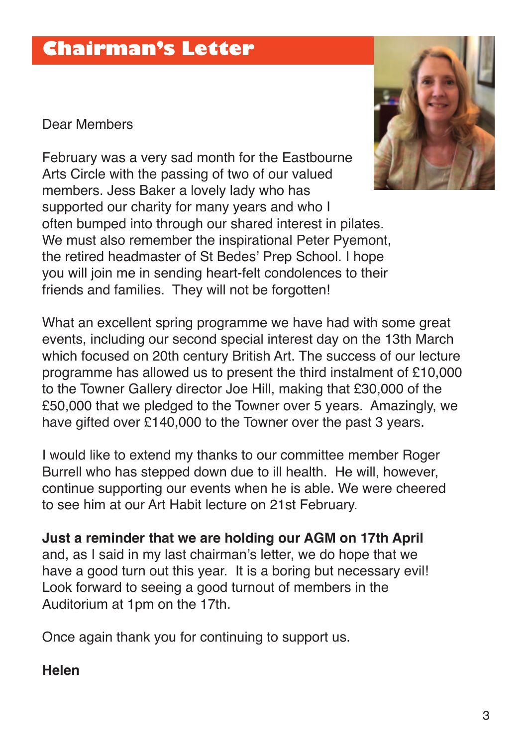# Chairman's Letter

Dear Members

February was a very sad month for the Eastbourne Arts Circle with the passing of two of our valued members. Jess Baker a lovely lady who has supported our charity for many years and who I often bumped into through our shared interest in pilates. We must also remember the inspirational Peter Pyemont, the retired headmaster of St Bedes' Prep School. I hope you will join me in sending heart-felt condolences to their friends and families. They will not be forgotten!

What an excellent spring programme we have had with some great events, including our second special interest day on the 13th March which focused on 20th century British Art. The success of our lecture programme has allowed us to present the third instalment of £10,000 to the Towner Gallery director Joe Hill, making that £30,000 of the £50,000 that we pledged to the Towner over 5 years. Amazingly, we have gifted over £140,000 to the Towner over the past 3 years.

I would like to extend my thanks to our committee member Roger Burrell who has stepped down due to ill health. He will, however, continue supporting our events when he is able. We were cheered to see him at our Art Habit lecture on 21st February.

**Just a reminder that we are holding our AGM on 17th April** and, as I said in my last chairman's letter, we do hope that we have a good turn out this year. It is a boring but necessary evil! Look forward to seeing a good turnout of members in the Auditorium at 1pm on the 17th.

Once again thank you for continuing to support us.

**Helen**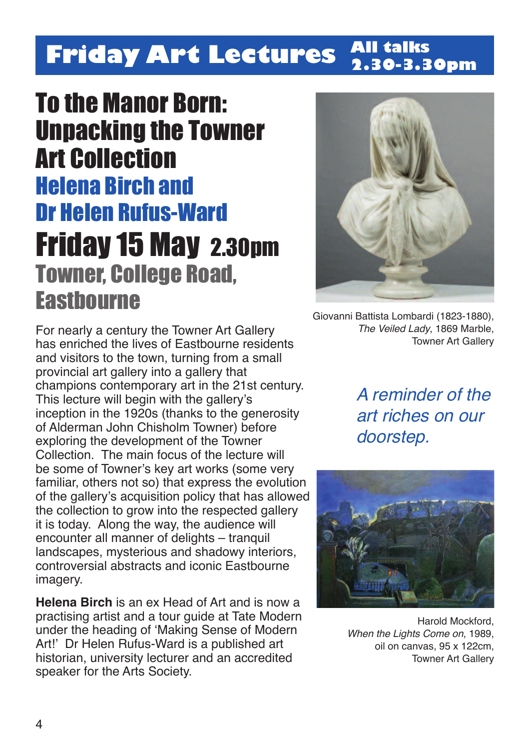# Friday Art Lectures

**All talks 2.30-3.30pm**

## To the Manor Born: Unpacking the Towner Art Collection

### Helena Birch and Dr Helen Rufus-Ward

### Friday 15 May 2.30pm

### Towner, College Road, Eastbourne

Giovanni Battista Lombardi (1823-1880), *The Veiled Lady*, 1869 Marble, Towner Art Gallery

*A reminder of the art riches on our doorstep.*

For nearly a century the Towner Art Gallery has enriched the lives of Eastbourne residents and visitors to the town, turning from a small provincial art gallery into a gallery that champions contemporary art in the 21st century. This lecture will begin with the gallery's inception in the 1920s (thanks to the generosity of Alderman John Chisholm Towner) before exploring the development of the Towner Collection. The main focus of the lecture will be some of Towner's key art works (some very familiar, others not so) that express the evolution of the gallery's acquisition policy that has allowed the collection to grow into the respected gallery it is today. Along the way, the audience will encounter all manner of delights – tranquil landscapes, mysterious and shadowy interiors, controversial abstracts and iconic Eastbourne imagery.

**Helena Birch** is an ex Head of Art and is now a practising artist and a tour guide at Tate Modern under the heading of 'Making Sense of Modern Art!' Dr Helen Rufus-Ward is a published art historian, university lecturer and an accredited speaker for the Arts Society.

Harold Mockford, *When the Lights Come on*, 1989, oil on canvas, 95 x 122cm, Towner Art Gallery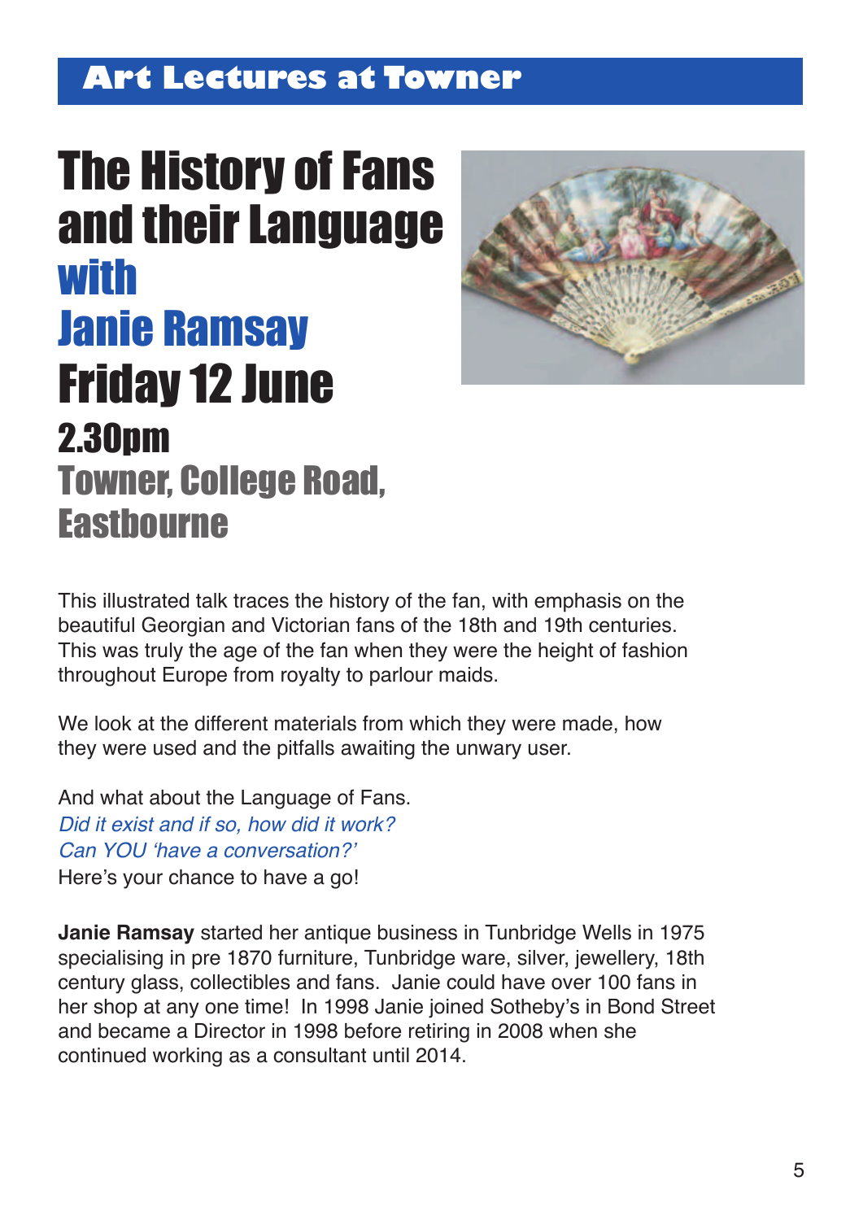## Art Lectures at Towner

# The History of Fans and their Language with Janie Ramsay

## Friday 12 June

### 2.30pm

### Towner, College Road, Eastbourne

This illustrated talk traces the history of the fan, with emphasis on the beautiful Georgian and Victorian fans of the 18th and 19th centuries. This was truly the age of the fan when they were the height of fashion throughout Europe from royalty to parlour maids.

We look at the different materials from which they were made, how they were used and the pitfalls awaiting the unwary user.

And what about the Language of Fans.
*Did it exist and if so, how did it work?*
*Can YOU 'have a conversation?'*
Here's your chance to have a go!

**Janie Ramsay** started her antique business in Tunbridge Wells in 1975 specialising in pre 1870 furniture, Tunbridge ware, silver, jewellery, 18th century glass, collectibles and fans. Janie could have over 100 fans in her shop at any one time! In 1998 Janie joined Sotheby's in Bond Street and became a Director in 1998 before retiring in 2008 when she continued working as a consultant until 2014.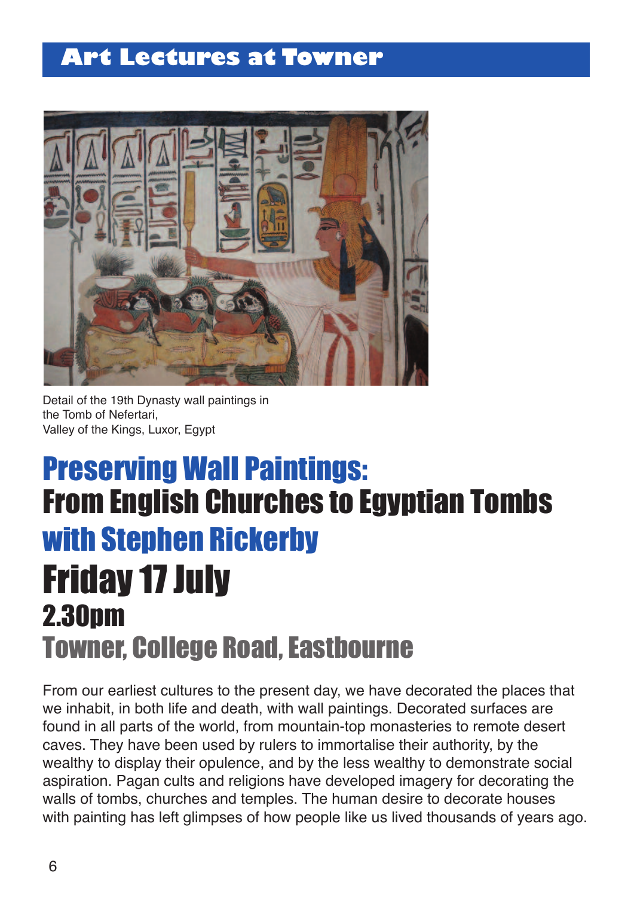## Art Lectures at Towner

Detail of the 19th Dynasty wall paintings in the Tomb of Nefertari,
Valley of the Kings, Luxor, Egypt

# Preserving Wall Paintings:
# From English Churches to Egyptian Tombs
## with Stephen Rickerby
# Friday 17 July
## 2.30pm
## Towner, College Road, Eastbourne

From our earliest cultures to the present day, we have decorated the places that we inhabit, in both life and death, with wall paintings. Decorated surfaces are found in all parts of the world, from mountain-top monasteries to remote desert caves. They have been used by rulers to immortalise their authority, by the wealthy to display their opulence, and by the less wealthy to demonstrate social aspiration. Pagan cults and religions have developed imagery for decorating the walls of tombs, churches and temples. The human desire to decorate houses with painting has left glimpses of how people like us lived thousands of years ago.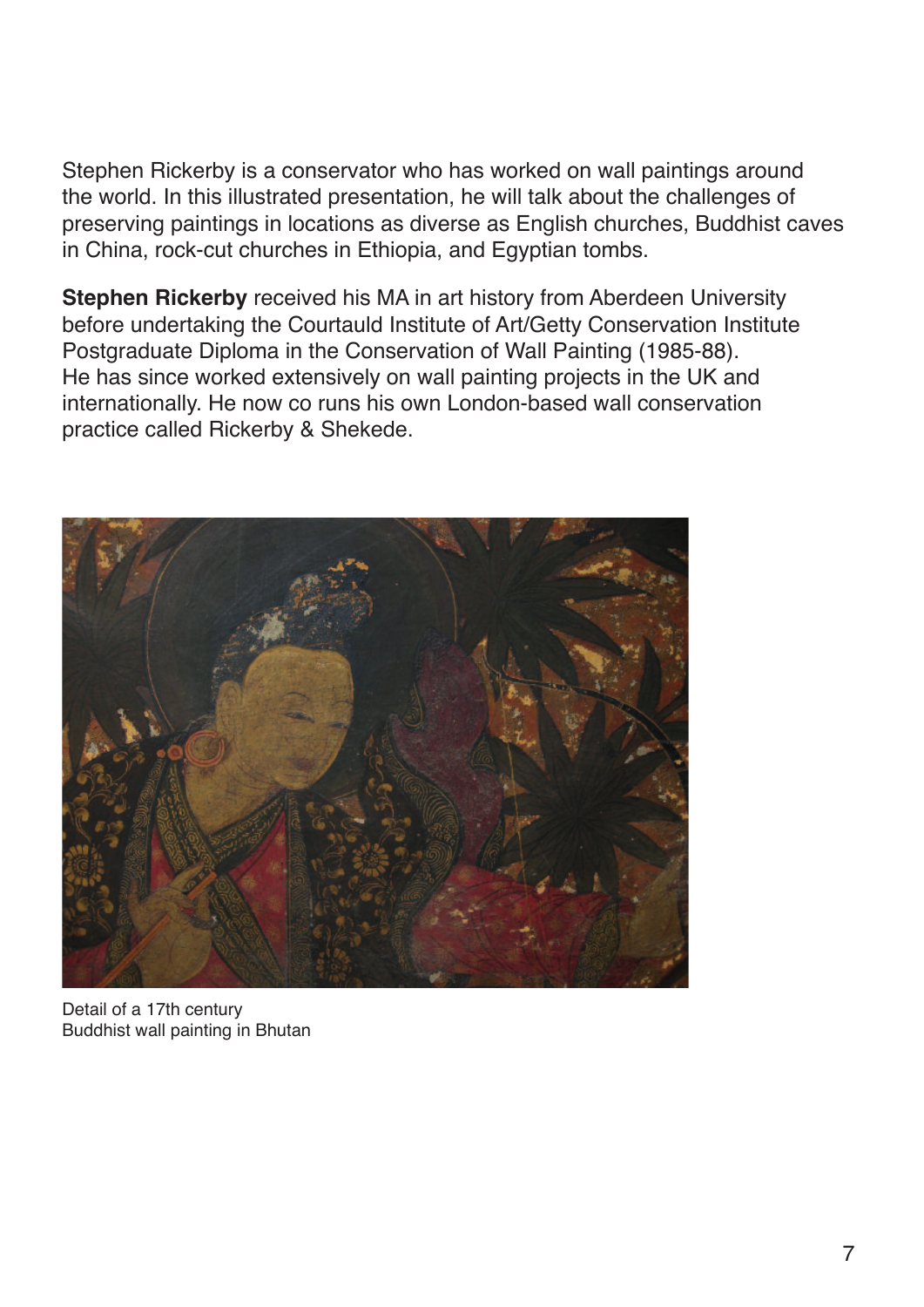Stephen Rickerby is a conservator who has worked on wall paintings around the world. In this illustrated presentation, he will talk about the challenges of preserving paintings in locations as diverse as English churches, Buddhist caves in China, rock-cut churches in Ethiopia, and Egyptian tombs.

**Stephen Rickerby** received his MA in art history from Aberdeen University before undertaking the Courtauld Institute of Art/Getty Conservation Institute Postgraduate Diploma in the Conservation of Wall Painting (1985-88). He has since worked extensively on wall painting projects in the UK and internationally. He now co runs his own London-based wall conservation practice called Rickerby & Shekede.

Detail of a 17th century
Buddhist wall painting in Bhutan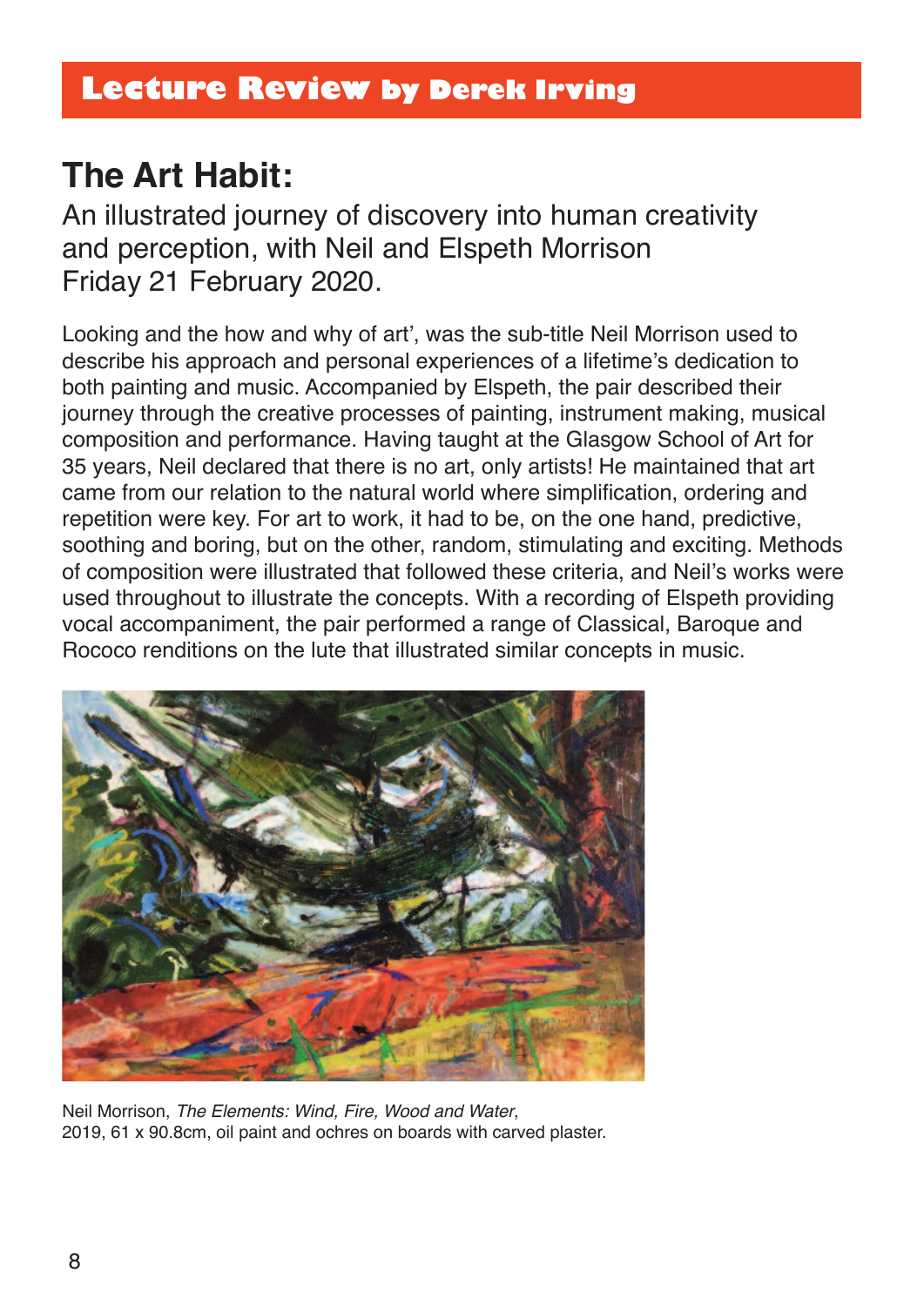## Lecture Review by Derek Irving

# The Art Habit:

An illustrated journey of discovery into human creativity and perception, with Neil and Elspeth Morrison
Friday 21 February 2020.

Looking and the how and why of art', was the sub-title Neil Morrison used to describe his approach and personal experiences of a lifetime's dedication to both painting and music. Accompanied by Elspeth, the pair described their journey through the creative processes of painting, instrument making, musical composition and performance. Having taught at the Glasgow School of Art for 35 years, Neil declared that there is no art, only artists! He maintained that art came from our relation to the natural world where simplification, ordering and repetition were key. For art to work, it had to be, on the one hand, predictive, soothing and boring, but on the other, random, stimulating and exciting. Methods of composition were illustrated that followed these criteria, and Neil's works were used throughout to illustrate the concepts. With a recording of Elspeth providing vocal accompaniment, the pair performed a range of Classical, Baroque and Rococo renditions on the lute that illustrated similar concepts in music.

Neil Morrison, *The Elements: Wind, Fire, Wood and Water*, 2019, 61 x 90.8cm, oil paint and ochres on boards with carved plaster.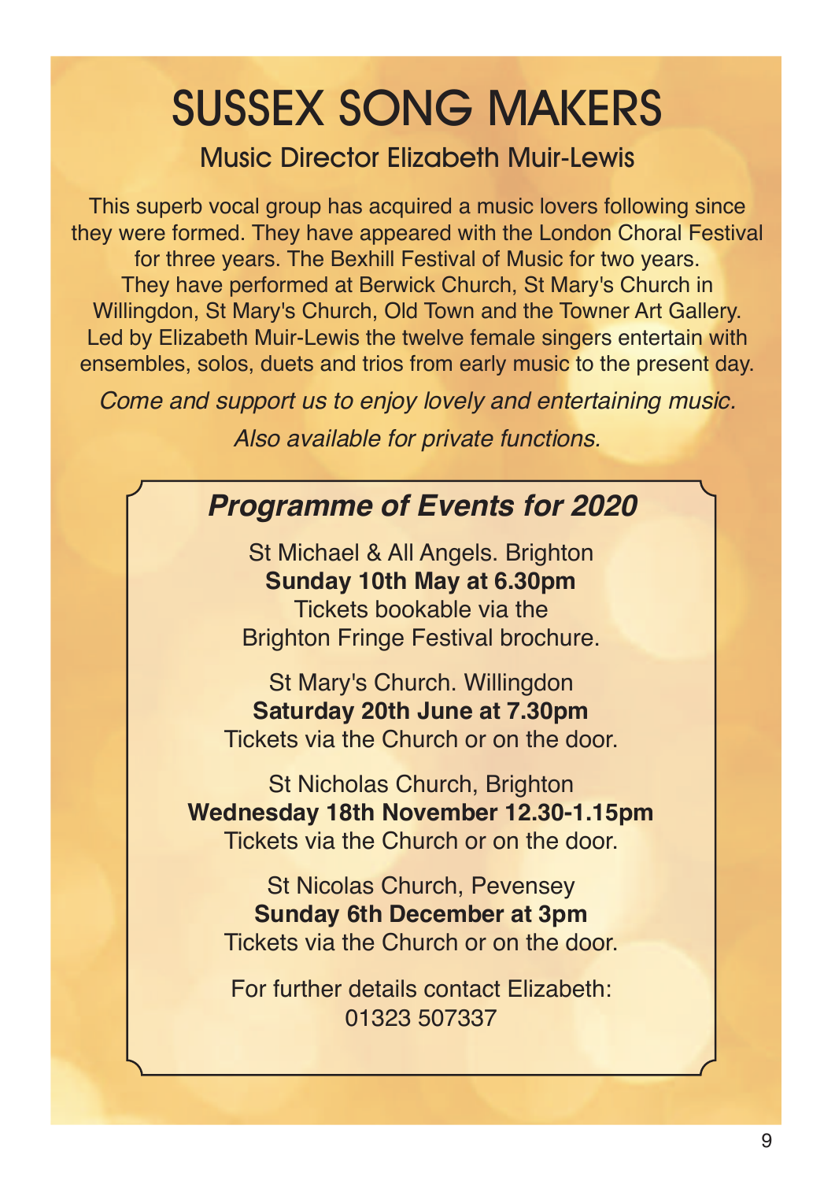# SUSSEX SONG MAKERS

## Music Director Elizabeth Muir-Lewis

This superb vocal group has acquired a music lovers following since they were formed. They have appeared with the London Choral Festival for three years. The Bexhill Festival of Music for two years. They have performed at Berwick Church, St Mary's Church in Willingdon, St Mary's Church, Old Town and the Towner Art Gallery. Led by Elizabeth Muir-Lewis the twelve female singers entertain with ensembles, solos, duets and trios from early music to the present day.

*Come and support us to enjoy lovely and entertaining music.*

*Also available for private functions.*

### *Programme of Events for 2020*

St Michael & All Angels. Brighton
**Sunday 10th May at 6.30pm**
Tickets bookable via the
Brighton Fringe Festival brochure.

St Mary's Church. Willingdon
**Saturday 20th June at 7.30pm**
Tickets via the Church or on the door.

St Nicholas Church, Brighton
**Wednesday 18th November 12.30-1.15pm**
Tickets via the Church or on the door.

St Nicolas Church, Pevensey
**Sunday 6th December at 3pm**
Tickets via the Church or on the door.

For further details contact Elizabeth:
01323 507337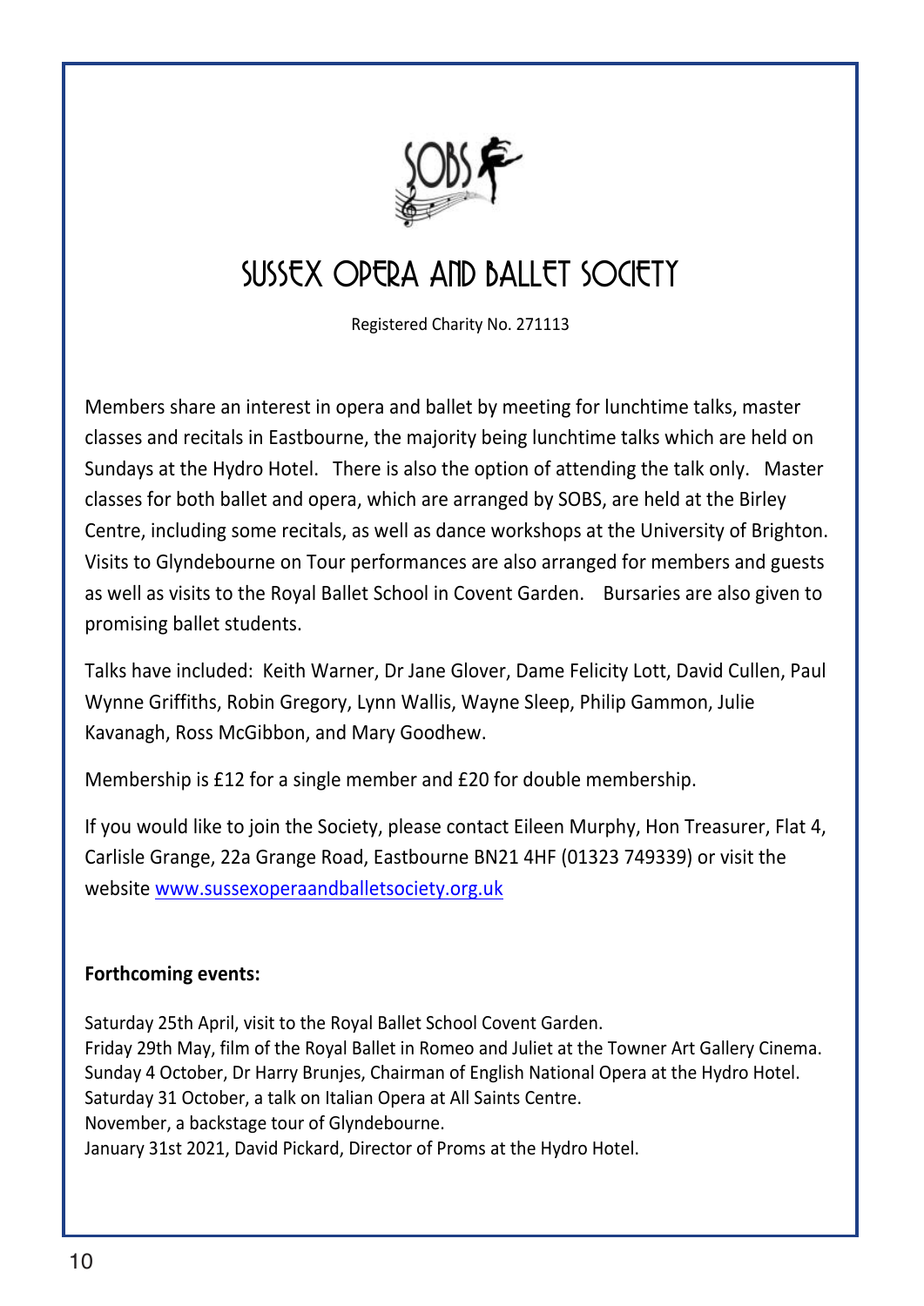# SUSSEX OPERA AND BALLET SOCIETY

Registered Charity No. 271113

Members share an interest in opera and ballet by meeting for lunchtime talks, master classes and recitals in Eastbourne, the majority being lunchtime talks which are held on Sundays at the Hydro Hotel. There is also the option of attending the talk only. Master classes for both ballet and opera, which are arranged by SOBS, are held at the Birley Centre, including some recitals, as well as dance workshops at the University of Brighton. Visits to Glyndebourne on Tour performances are also arranged for members and guests as well as visits to the Royal Ballet School in Covent Garden. Bursaries are also given to promising ballet students.

Talks have included: Keith Warner, Dr Jane Glover, Dame Felicity Lott, David Cullen, Paul Wynne Griffiths, Robin Gregory, Lynn Wallis, Wayne Sleep, Philip Gammon, Julie Kavanagh, Ross McGibbon, and Mary Goodhew.

Membership is £12 for a single member and £20 for double membership.

If you would like to join the Society, please contact Eileen Murphy, Hon Treasurer, Flat 4, Carlisle Grange, 22a Grange Road, Eastbourne BN21 4HF (01323 749339) or visit the website [www.sussexoperaandballetsociety.org.uk](http://www.sussexoperaandballetsociety.org.uk)

**Forthcoming events:**

Saturday 25th April, visit to the Royal Ballet School Covent Garden.
Friday 29th May, film of the Royal Ballet in Romeo and Juliet at the Towner Art Gallery Cinema.
Sunday 4 October, Dr Harry Brunjes, Chairman of English National Opera at the Hydro Hotel.
Saturday 31 October, a talk on Italian Opera at All Saints Centre.
November, a backstage tour of Glyndebourne.
January 31st 2021, David Pickard, Director of Proms at the Hydro Hotel.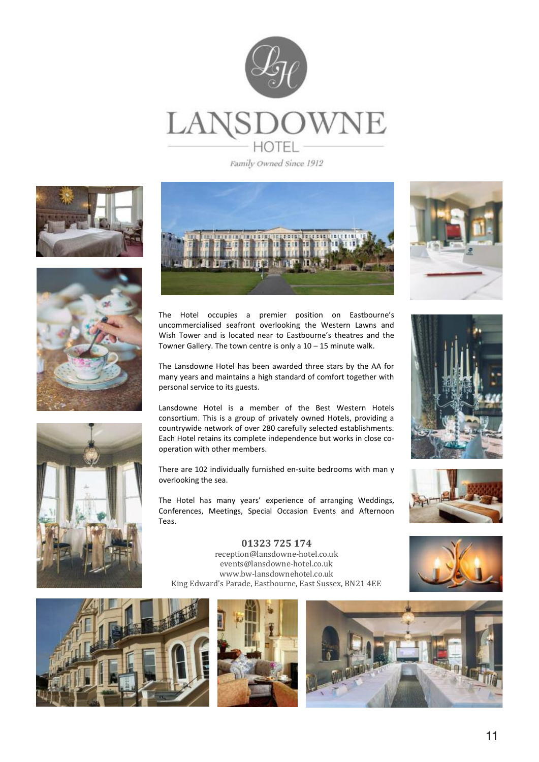# LANSDOWNE HOTEL

*Family Owned Since 1912*

The Hotel occupies a premier position on Eastbourne's uncommercialised seafront overlooking the Western Lawns and Wish Tower and is located near to Eastbourne's theatres and the Towner Gallery. The town centre is only a 10 – 15 minute walk.

The Lansdowne Hotel has been awarded three stars by the AA for many years and maintains a high standard of comfort together with personal service to its guests.

Lansdowne Hotel is a member of the Best Western Hotels consortium. This is a group of privately owned Hotels, providing a countrywide network of over 280 carefully selected establishments. Each Hotel retains its complete independence but works in close co-operation with other members.

There are 102 individually furnished en-suite bedrooms with man y overlooking the sea.

The Hotel has many years' experience of arranging Weddings, Conferences, Meetings, Special Occasion Events and Afternoon Teas.

**01323 725 174**
reception@lansdowne-hotel.co.uk
events@lansdowne-hotel.co.uk
www.bw-lansdownehotel.co.uk
King Edward's Parade, Eastbourne, East Sussex, BN21 4EE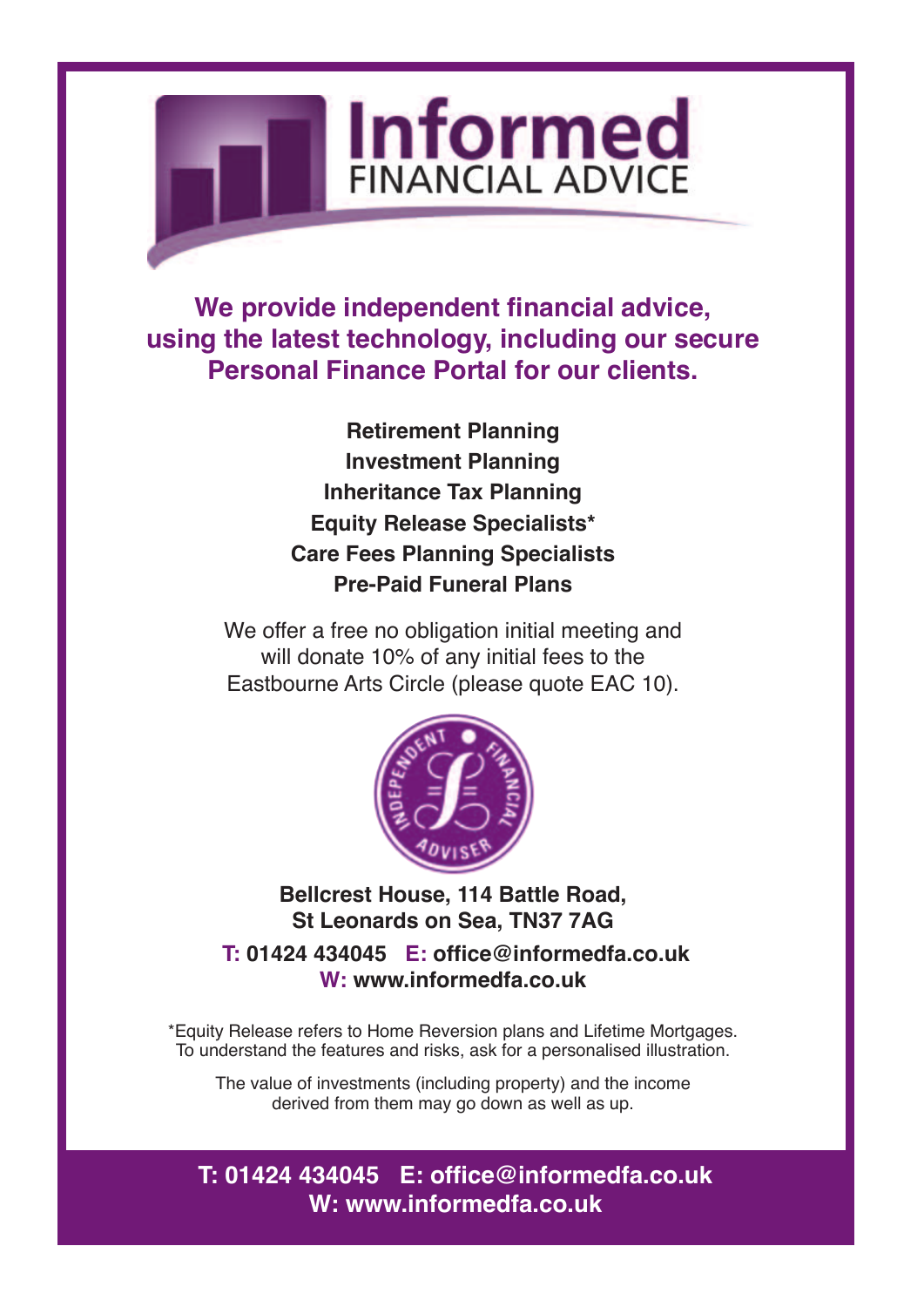# Informed
## FINANCIAL ADVICE

**We provide independent financial advice, using the latest technology, including our secure Personal Finance Portal for our clients.**

**Retirement Planning**
**Investment Planning**
**Inheritance Tax Planning**
**Equity Release Specialists***
**Care Fees Planning Specialists**
**Pre-Paid Funeral Plans**

We offer a free no obligation initial meeting and will donate 10% of any initial fees to the Eastbourne Arts Circle (please quote EAC 10).

INDEPENDENT FINANCIAL ADVISER

**Bellcrest House, 114 Battle Road, St Leonards on Sea, TN37 7AG**

**T: 01424 434045 E: office@informedfa.co.uk**
**W: www.informedfa.co.uk**

*Equity Release refers to Home Reversion plans and Lifetime Mortgages. To understand the features and risks, ask for a personalised illustration.

The value of investments (including property) and the income derived from them may go down as well as up.

**T: 01424 434045 E: office@informedfa.co.uk**
**W: www.informedfa.co.uk**